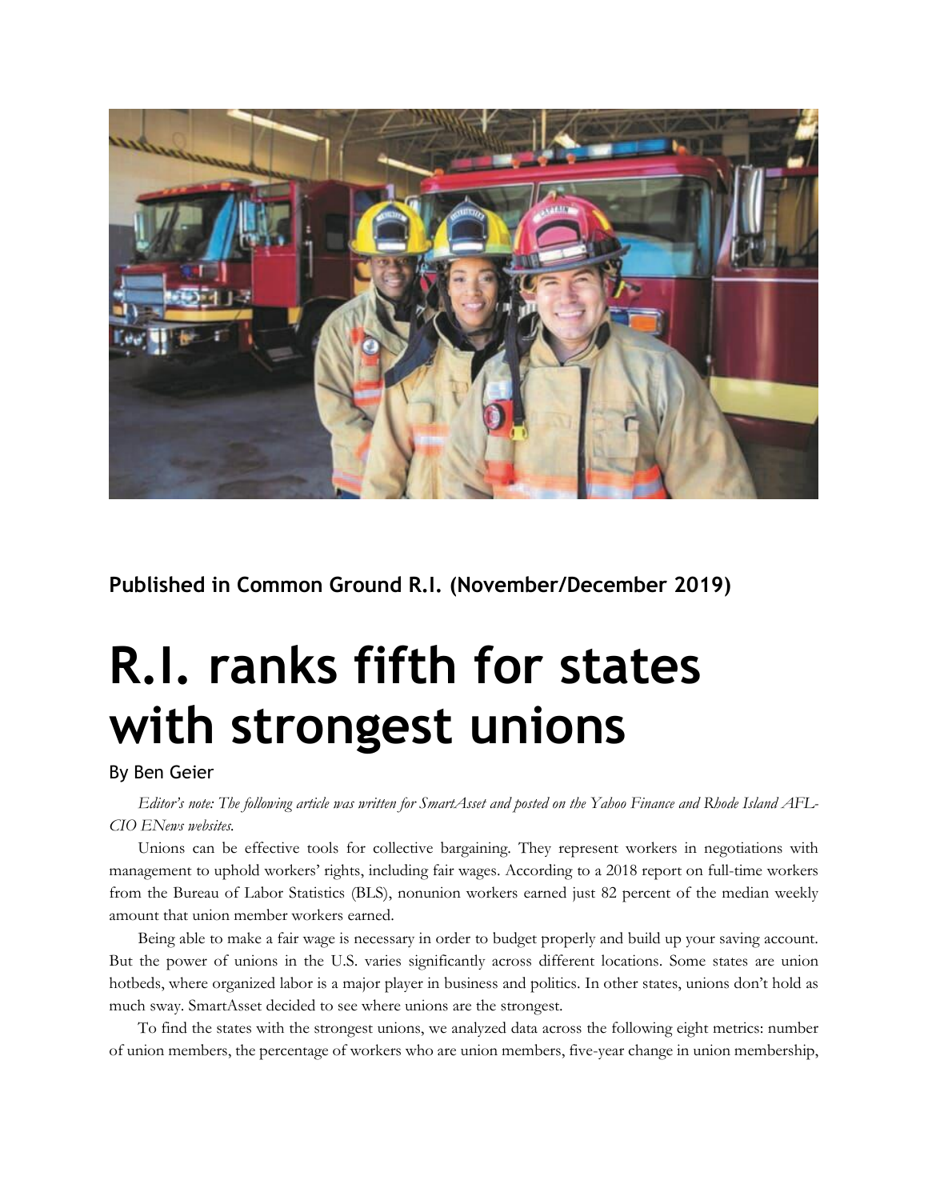**Published in Common Ground R.I. (November/December 2019)**

# R.I. ranks fifth for states with strongest unions

By Ben Geier

*Editor's note: The following article was written for SmartAsset and posted on the Yahoo Finance and Rhode Island AFL-CIO ENews websites.*

Unions can be effective tools for collective bargaining. They represent workers in negotiations with management to uphold workers' rights, including fair wages. According to a 2018 report on full-time workers from the Bureau of Labor Statistics (BLS), nonunion workers earned just 82 percent of the median weekly amount that union member workers earned.

Being able to make a fair wage is necessary in order to budget properly and build up your saving account. But the power of unions in the U.S. varies significantly across different locations. Some states are union hotbeds, where organized labor is a major player in business and politics. In other states, unions don't hold as much sway. SmartAsset decided to see where unions are the strongest.

To find the states with the strongest unions, we analyzed data across the following eight metrics: number of union members, the percentage of workers who are union members, five-year change in union membership,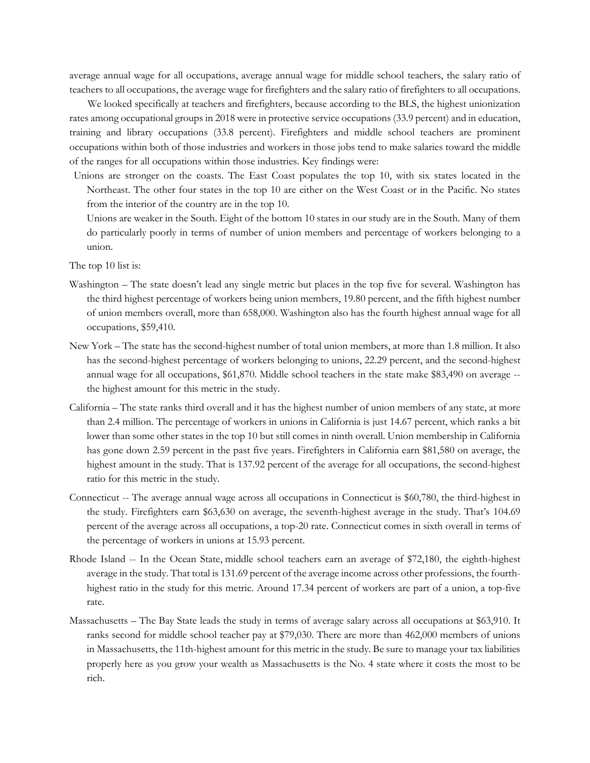average annual wage for all occupations, average annual wage for middle school teachers, the salary ratio of teachers to all occupations, the average wage for firefighters and the salary ratio of firefighters to all occupations.

We looked specifically at teachers and firefighters, because according to the BLS, the highest unionization rates among occupational groups in 2018 were in protective service occupations (33.9 percent) and in education, training and library occupations (33.8 percent). Firefighters and middle school teachers are prominent occupations within both of those industries and workers in those jobs tend to make salaries toward the middle of the ranges for all occupations within those industries. Key findings were:

- Unions are stronger on the coasts. The East Coast populates the top 10, with six states located in the Northeast. The other four states in the top 10 are either on the West Coast or in the Pacific. No states from the interior of the country are in the top 10.
- Unions are weaker in the South. Eight of the bottom 10 states in our study are in the South. Many of them do particularly poorly in terms of number of union members and percentage of workers belonging to a union.

The top 10 list is:

- Washington – The state doesn't lead any single metric but places in the top five for several. Washington has the third highest percentage of workers being union members, 19.80 percent, and the fifth highest number of union members overall, more than 658,000. Washington also has the fourth highest annual wage for all occupations, $59,410.
- New York – The state has the second-highest number of total union members, at more than 1.8 million. It also has the second-highest percentage of workers belonging to unions, 22.29 percent, and the second-highest annual wage for all occupations, $61,870. Middle school teachers in the state make $83,490 on average -- the highest amount for this metric in the study.
- California – The state ranks third overall and it has the highest number of union members of any state, at more than 2.4 million. The percentage of workers in unions in California is just 14.67 percent, which ranks a bit lower than some other states in the top 10 but still comes in ninth overall. Union membership in California has gone down 2.59 percent in the past five years. Firefighters in California earn $81,580 on average, the highest amount in the study. That is 137.92 percent of the average for all occupations, the second-highest ratio for this metric in the study.
- Connecticut -- The average annual wage across all occupations in Connecticut is $60,780, the third-highest in the study. Firefighters earn $63,630 on average, the seventh-highest average in the study. That's 104.69 percent of the average across all occupations, a top-20 rate. Connecticut comes in sixth overall in terms of the percentage of workers in unions at 15.93 percent.
- Rhode Island -- In the Ocean State, middle school teachers earn an average of $72,180, the eighth-highest average in the study. That total is 131.69 percent of the average income across other professions, the fourth-highest ratio in the study for this metric. Around 17.34 percent of workers are part of a union, a top-five rate.
- Massachusetts – The Bay State leads the study in terms of average salary across all occupations at $63,910. It ranks second for middle school teacher pay at $79,030. There are more than 462,000 members of unions in Massachusetts, the 11th-highest amount for this metric in the study. Be sure to manage your tax liabilities properly here as you grow your wealth as Massachusetts is the No. 4 state where it costs the most to be rich.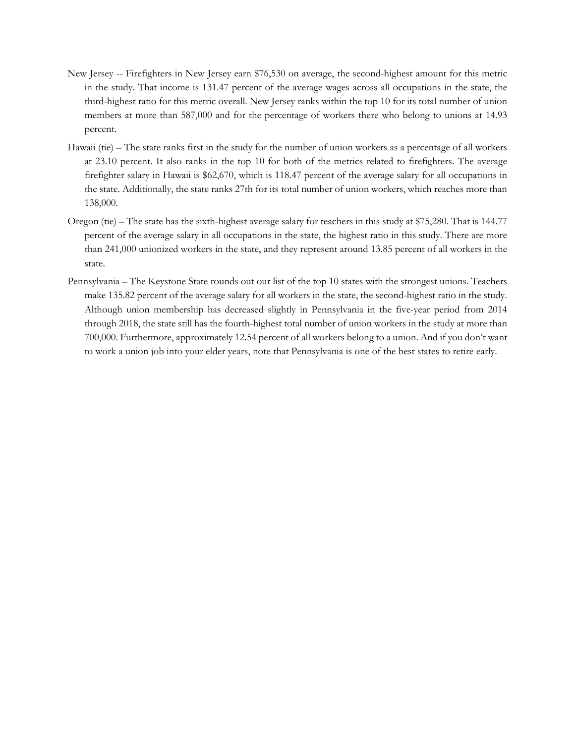New Jersey -- Firefighters in New Jersey earn $76,530 on average, the second-highest amount for this metric in the study. That income is 131.47 percent of the average wages across all occupations in the state, the third-highest ratio for this metric overall. New Jersey ranks within the top 10 for its total number of union members at more than 587,000 and for the percentage of workers there who belong to unions at 14.93 percent.

Hawaii (tie) – The state ranks first in the study for the number of union workers as a percentage of all workers at 23.10 percent. It also ranks in the top 10 for both of the metrics related to firefighters. The average firefighter salary in Hawaii is $62,670, which is 118.47 percent of the average salary for all occupations in the state. Additionally, the state ranks 27th for its total number of union workers, which reaches more than 138,000.

Oregon (tie) – The state has the sixth-highest average salary for teachers in this study at $75,280. That is 144.77 percent of the average salary in all occupations in the state, the highest ratio in this study. There are more than 241,000 unionized workers in the state, and they represent around 13.85 percent of all workers in the state.

Pennsylvania – The Keystone State rounds out our list of the top 10 states with the strongest unions. Teachers make 135.82 percent of the average salary for all workers in the state, the second-highest ratio in the study. Although union membership has decreased slightly in Pennsylvania in the five-year period from 2014 through 2018, the state still has the fourth-highest total number of union workers in the study at more than 700,000. Furthermore, approximately 12.54 percent of all workers belong to a union. And if you don't want to work a union job into your elder years, note that Pennsylvania is one of the best states to retire early.